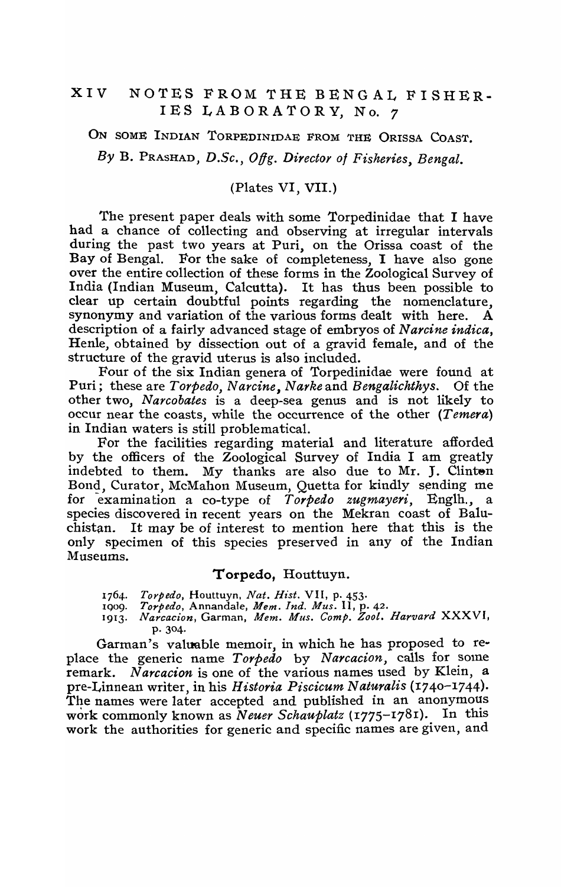# XIV NOTES FROM THE BENGAL FISHERIES LABORATORY, No. 7

## On some Indian Torpedinidae from the Orissa Coast.

*By* B. Prashad, *D.Sc., Offg. Director of Fisheries, Bengal.*

(Plates VI, VII.)

The present paper deals with some Torpedinidae that I have had a chance of collecting and observing at irregular intervals during the past two years at Puri, on the Orissa coast of the Bay of Bengal. For the sake of completeness, I have also gone over the entire collection of these forms in the Zoological Survey of India (Indian Museum, Calcutta). It has thus been possible to clear up certain doubtful points regarding the nomenclature, synonymy and variation of the various forms dealt with here. A description of a fairly advanced stage of embryos of *Narcine indica*, Henle, obtained by dissection out of a gravid female, and of the structure of the gravid uterus is also included.

Four of the six Indian genera of Torpedinidae were found at Puri; these are *Torpedo, Narcine, Narke* and *Bengalichthys*. Of the other two, *Narcobates* is a deep-sea genus and is not likely to occur near the coasts, while the occurrence of the other (*Temera*) in Indian waters is still problematical.

For the facilities regarding material and literature afforded by the officers of the Zoological Survey of India I am greatly indebted to them. My thanks are also due to Mr. J. Clinton Bond, Curator, McMahon Museum, Quetta for kindly sending me for examination a co-type of *Torpedo zugmayeri*, Englh., a species discovered in recent years on the Mekran coast of Baluchistan. It may be of interest to mention here that this is the only specimen of this species preserved in any of the Indian Museums.

### Torpedo, Houttuyn.

1764. *Torpedo*, Houttuyn, *Nat. Hist.* VII, p. 453.
1909. *Torpedo*, Annandale, *Mem. Ind. Mus.* II, p. 42.
1913. *Narcacion*, Garman, *Mem. Mus. Comp. Zool. Harvard* XXXVI, p. 304.

Garman's valuable memoir, in which he has proposed to replace the generic name *Torpedo* by *Narcacion*, calls for some remark. *Narcacion* is one of the various names used by Klein, a pre-Linnean writer, in his *Historia Piscicum Naturalis* (1740–1744). The names were later accepted and published in an anonymous work commonly known as *Neuer Schauplatz* (1775–1781). In this work the authorities for generic and specific names are given, and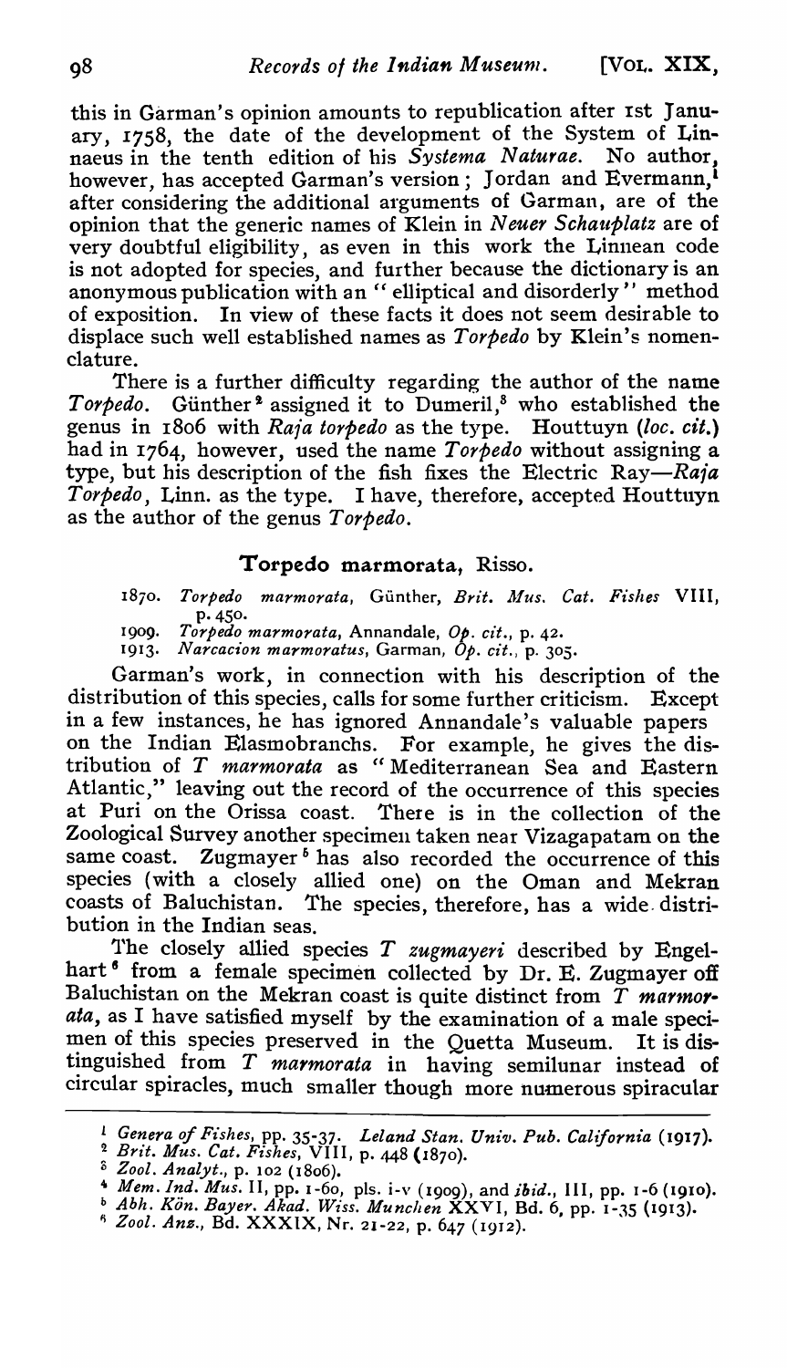this in Garman's opinion amounts to republication after 1st January, 1758, the date of the development of the System of Linnaeus in the tenth edition of his *Systema Naturae*. No author, however, has accepted Garman's version; Jordan and Evermann,[1] after considering the additional arguments of Garman, are of the opinion that the generic names of Klein in *Neuer Schauplatz* are of very doubtful eligibility, as even in this work the Linnean code is not adopted for species, and further because the dictionary is an anonymous publication with an "elliptical and disorderly" method of exposition. In view of these facts it does not seem desirable to displace such well established names as *Torpedo* by Klein's nomenclature.

There is a further difficulty regarding the author of the name *Torpedo*. Günther[2] assigned it to Dumeril,[3] who established the genus in 1806 with *Raja torpedo* as the type. Houttuyn (*loc. cit.*) had in 1764, however, used the name *Torpedo* without assigning a type, but his description of the fish fixes the Electric Ray—*Raja Torpedo*, Linn. as the type. I have, therefore, accepted Houttuyn as the author of the genus *Torpedo*.

## **Torpedo marmorata**, Risso.

1870. *Torpedo marmorata*, Günther, *Brit. Mus. Cat. Fishes* VIII, p. 450.
1909. *Torpedo marmorata*, Annandale, *Op. cit.*, p. 42.
1913. *Narcacion marmoratus*, Garman, *Op. cit.*, p. 305.

Garman's work, in connection with his description of the distribution of this species, calls for some further criticism. Except in a few instances, he has ignored Annandale's valuable papers on the Indian Elasmobranchs. For example, he gives the distribution of *T marmorata* as "Mediterranean Sea and Eastern Atlantic," leaving out the record of the occurrence of this species at Puri on the Orissa coast. There is in the collection of the Zoological Survey another specimen taken near Vizagapatam on the same coast. Zugmayer[5] has also recorded the occurrence of this species (with a closely allied one) on the Oman and Mekran coasts of Baluchistan. The species, therefore, has a wide distribution in the Indian seas.

The closely allied species *T zugmayeri* described by Engelhart[6] from a female specimen collected by Dr. E. Zugmayer off Baluchistan on the Mekran coast is quite distinct from *T marmorata*, as I have satisfied myself by the examination of a male specimen of this species preserved in the Quetta Museum. It is distinguished from *T marmorata* in having semilunar instead of circular spiracles, much smaller though more numerous spiracular

---

[1] *Genera of Fishes*, pp. 35-37. *Leland Stan. Univ. Pub. California* (1917).
[2] *Brit. Mus. Cat. Fishes*, VIII, p. 448 (1870).
[3] *Zool. Analyt.*, p. 102 (1806).
[4] *Mem. Ind. Mus.* II, pp. 1-60, pls. i-v (1909), and *ibid.*, III, pp. 1-6 (1910).
[5] *Abh. Kön. Bayer. Akad. Wiss. Munchen* XXVI, Bd. 6, pp. 1-35 (1913).
[6] *Zool. Anz.*, Bd. XXXIX, Nr. 21-22, p. 647 (1912).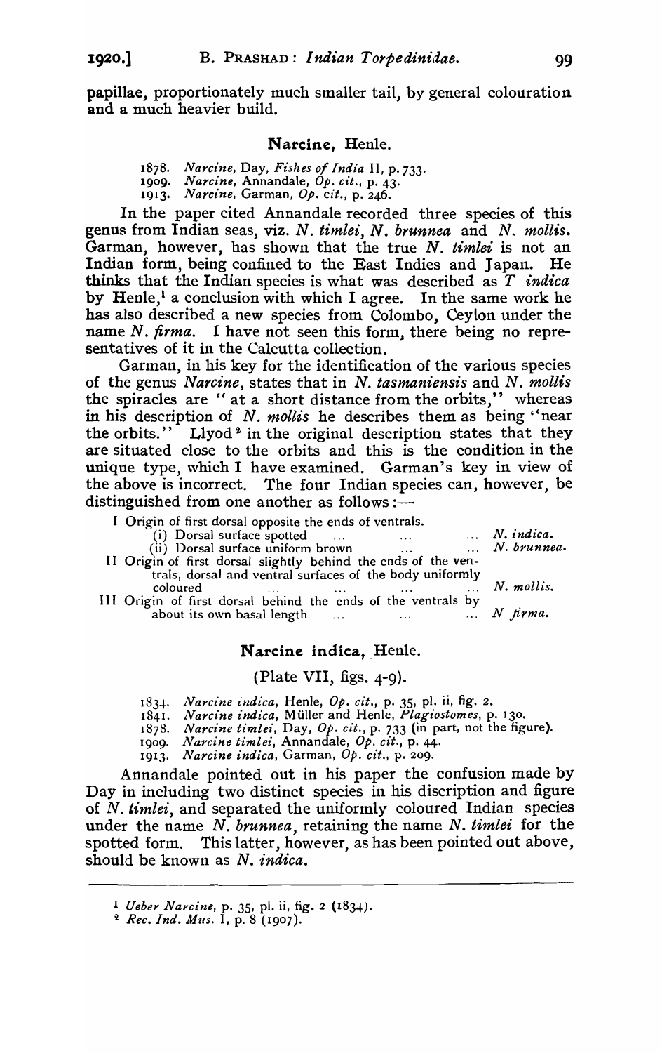papillae, proportionately much smaller tail, by general colouration and a much heavier build.

## Narcine, Henle.

1878. *Narcine*, Day, *Fishes of India* II, p. 733.
1909. *Narcine*, Annandale, *Op. cit.*, p. 43.
1913. *Narcine*, Garman, *Op. cit.*, p. 246.

In the paper cited Annandale recorded three species of this genus from Indian seas, viz. *N. timlei*, *N. brunnea* and *N. mollis*. Garman, however, has shown that the true *N. timlei* is not an Indian form, being confined to the East Indies and Japan. He thinks that the Indian species is what was described as *T indica* by Henle,[1] a conclusion with which I agree. In the same work he has also described a new species from Colombo, Ceylon under the name *N. firma*. I have not seen this form, there being no representatives of it in the Calcutta collection.

Garman, in his key for the identification of the various species of the genus *Narcine*, states that in *N. tasmaniensis* and *N. mollis* the spiracles are " at a short distance from the orbits," whereas in his description of *N. mollis* he describes them as being "near the orbits." Llyod[2] in the original description states that they are situated close to the orbits and this is the condition in the unique type, which I have examined. Garman's key in view of the above is incorrect. The four Indian species can, however, be distinguished from one another as follows :—

I Origin of first dorsal opposite the ends of ventrals.
 (i) Dorsal surface spotted ... ... *N. indica.*
 (ii) Dorsal surface uniform brown ... ... *N. brunnea.*
II Origin of first dorsal slightly behind the ends of the ventrals, dorsal and ventral surfaces of the body uniformly coloured ... ... ... ... *N. mollis.*
III Origin of first dorsal behind the ends of the ventrals by about its own basal length ... ... ... *N firma.*

## Narcine indica, Henle.

(Plate VII, figs. 4-9).

1834. *Narcine indica*, Henle, *Op. cit.*, p. 35, pl. ii, fig. 2.
1841. *Narcine indica*, Müller and Henle, *Plagiostomes*, p. 130.
1878. *Narcine timlei*, Day, *Op. cit.*, p. 733 (in part, not the figure).
1909. *Narcine timlei*, Annandale, *Op. cit.*, p. 44.
1913. *Narcine indica*, Garman, *Op. cit.*, p. 209.

Annandale pointed out in his paper the confusion made by Day in including two distinct species in his discription and figure of *N. timlei*, and separated the uniformly coloured Indian species under the name *N. brunnea*, retaining the name *N. timlei* for the spotted form. This latter, however, as has been pointed out above, should be known as *N. indica*.

---

[1] *Ueber Narcine*, p. 35, pl. ii, fig. 2 (1834).

[2] *Rec. Ind. Mus.* I, p. 8 (1907).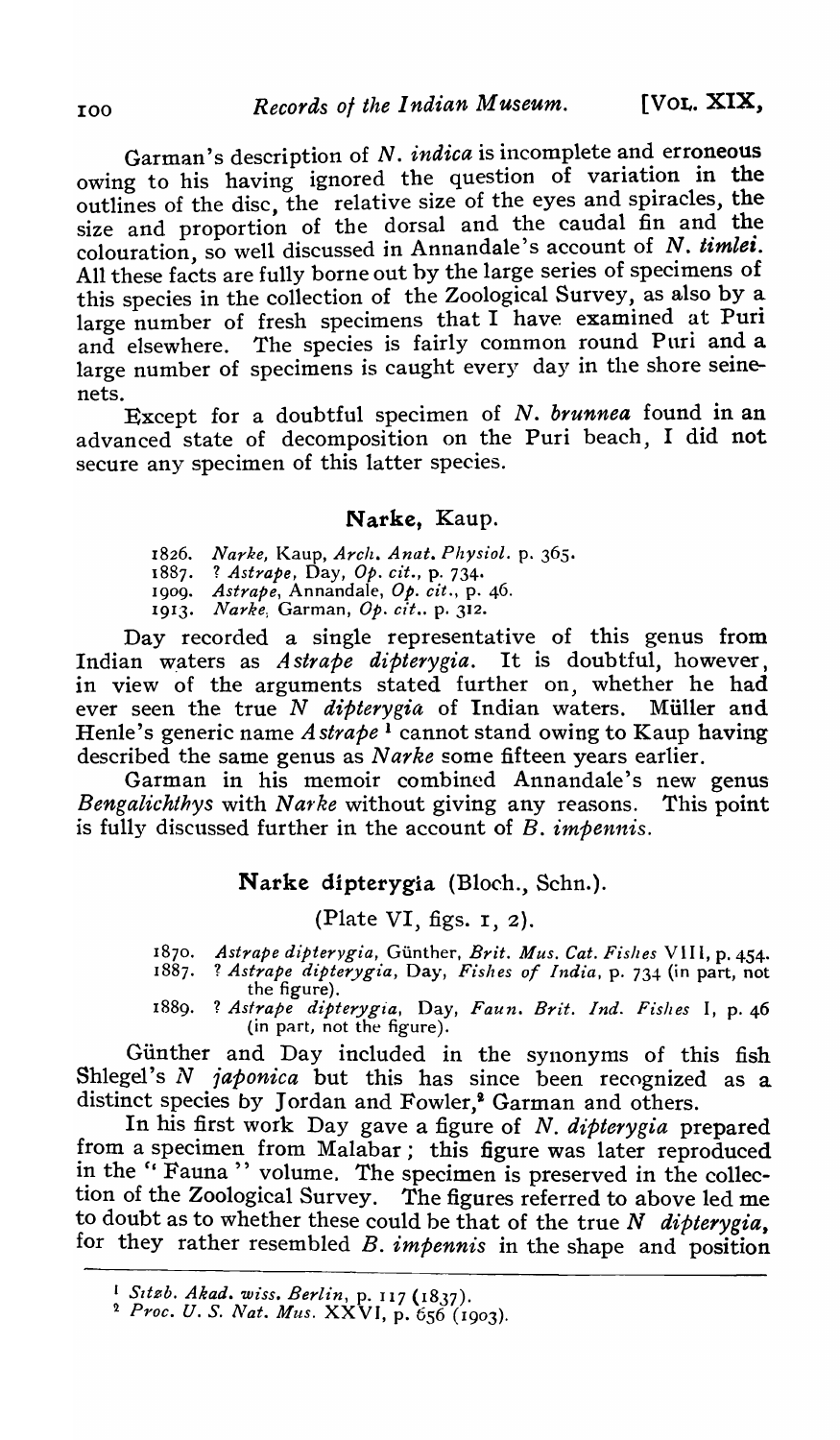Garman's description of *N. indica* is incomplete and erroneous owing to his having ignored the question of variation in the outlines of the disc, the relative size of the eyes and spiracles, the size and proportion of the dorsal and the caudal fin and the colouration, so well discussed in Annandale's account of *N. timlei*. All these facts are fully borne out by the large series of specimens of this species in the collection of the Zoological Survey, as also by a large number of fresh specimens that I have examined at Puri and elsewhere. The species is fairly common round Puri and a large number of specimens is caught every day in the shore seine-nets.

Except for a doubtful specimen of *N. brunnea* found in an advanced state of decomposition on the Puri beach, I did not secure any specimen of this latter species.

## Narke, Kaup.

1826. *Narke*, Kaup, *Arch. Anat. Physiol.* p. 365.
1887. ? *Astrape*, Day, *Op. cit.*, p. 734.
1909. *Astrape*, Annandale, *Op. cit.*, p. 46.
1913. *Narke*, Garman, *Op. cit.*. p. 312.

Day recorded a single representative of this genus from Indian waters as *Astrape dipterygia*. It is doubtful, however, in view of the arguments stated further on, whether he had ever seen the true *N dipterygia* of Indian waters. Müller and Henle's generic name *Astrape*[1] cannot stand owing to Kaup having described the same genus as *Narke* some fifteen years earlier.

Garman in his memoir combined Annandale's new genus *Bengalichthys* with *Narke* without giving any reasons. This point is fully discussed further in the account of *B. impennis*.

### Narke dipterygia (Bloch., Schn.).

(Plate VI, figs. 1, 2).

1870. *Astrape dipterygia*, Günther, *Brit. Mus. Cat. Fishes* VIII, p. 454.
1887. ? *Astrape dipterygia*, Day, *Fishes of India*, p. 734 (in part, not the figure).
1889. ? *Astrape dipterygia*, Day, *Faun. Brit. Ind. Fishes* I, p. 46 (in part, not the figure).

Günther and Day included in the synonyms of this fish Shlegel's *N japonica* but this has since been recognized as a distinct species by Jordan and Fowler,[2] Garman and others.

In his first work Day gave a figure of *N. dipterygia* prepared from a specimen from Malabar; this figure was later reproduced in the "Fauna" volume. The specimen is preserved in the collection of the Zoological Survey. The figures referred to above led me to doubt as to whether these could be that of the true *N dipterygia*, for they rather resembled *B. impennis* in the shape and position

---

[1] *Sitzb. Akad. wiss. Berlin*, p. 117 (1837).

[2] *Proc. U. S. Nat. Mus.* XXVI, p. 656 (1903).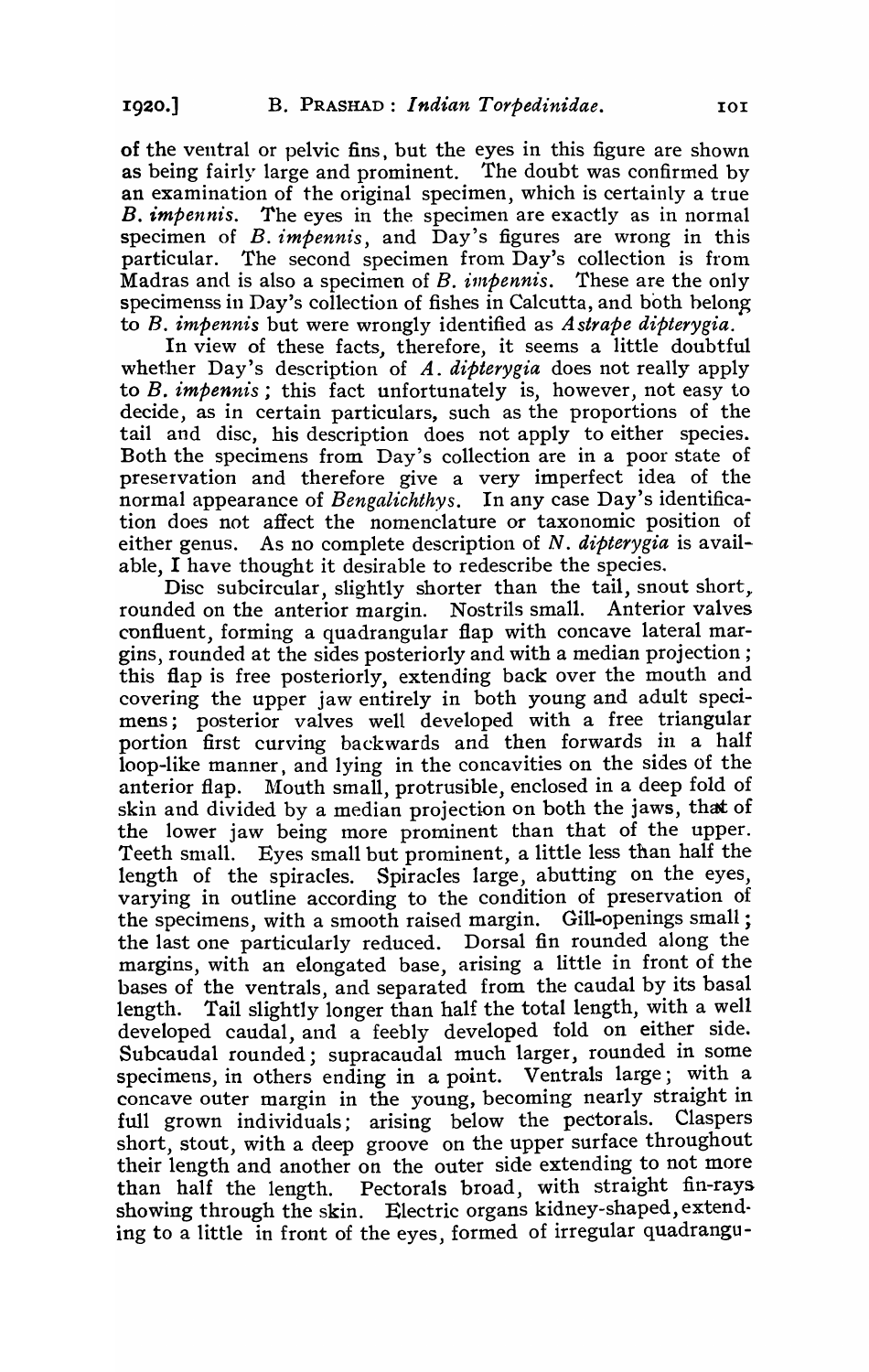of the ventral or pelvic fins, but the eyes in this figure are shown as being fairly large and prominent. The doubt was confirmed by an examination of the original specimen, which is certainly a true *B. impennis*. The eyes in the specimen are exactly as in normal specimen of *B. impennis*, and Day's figures are wrong in this particular. The second specimen from Day's collection is from Madras and is also a specimen of *B. impennis*. These are the only specimenss in Day's collection of fishes in Calcutta, and both belong to *B. impennis* but were wrongly identified as *Astrape dipterygia*.

In view of these facts, therefore, it seems a little doubtful whether Day's description of *A. dipterygia* does not really apply to *B. impennis*; this fact unfortunately is, however, not easy to decide, as in certain particulars, such as the proportions of the tail and disc, his description does not apply to either species. Both the specimens from Day's collection are in a poor state of preservation and therefore give a very imperfect idea of the normal appearance of *Bengalichthys*. In any case Day's identification does not affect the nomenclature or taxonomic position of either genus. As no complete description of *N. dipterygia* is available, I have thought it desirable to redescribe the species.

Disc subcircular, slightly shorter than the tail, snout short, rounded on the anterior margin. Nostrils small. Anterior valves confluent, forming a quadrangular flap with concave lateral margins, rounded at the sides posteriorly and with a median projection; this flap is free posteriorly, extending back over the mouth and covering the upper jaw entirely in both young and adult specimens; posterior valves well developed with a free triangular portion first curving backwards and then forwards in a half loop-like manner, and lying in the concavities on the sides of the anterior flap. Mouth small, protrusible, enclosed in a deep fold of skin and divided by a median projection on both the jaws, that of the lower jaw being more prominent than that of the upper. Teeth small. Eyes small but prominent, a little less than half the length of the spiracles. Spiracles large, abutting on the eyes, varying in outline according to the condition of preservation of the specimens, with a smooth raised margin. Gill-openings small; the last one particularly reduced. Dorsal fin rounded along the margins, with an elongated base, arising a little in front of the bases of the ventrals, and separated from the caudal by its basal length. Tail slightly longer than half the total length, with a well developed caudal, and a feebly developed fold on either side. Subcaudal rounded; supracaudal much larger, rounded in some specimens, in others ending in a point. Ventrals large; with a concave outer margin in the young, becoming nearly straight in full grown individuals; arising below the pectorals. Claspers short, stout, with a deep groove on the upper surface throughout their length and another on the outer side extending to not more than half the length. Pectorals broad, with straight fin-rays showing through the skin. Electric organs kidney-shaped, extending to a little in front of the eyes, formed of irregular quadrangu-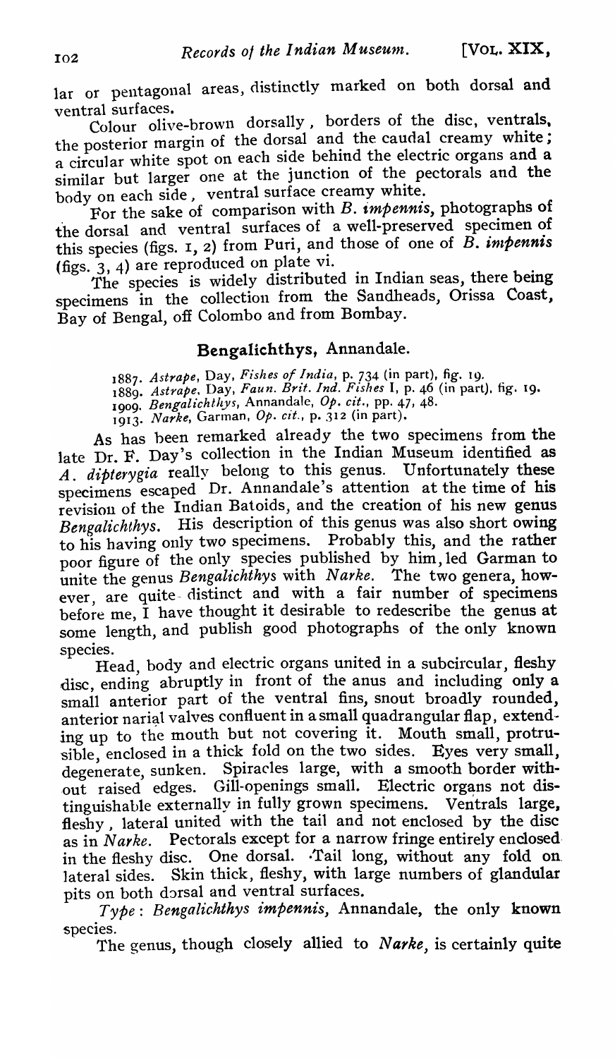lar or pentagonal areas, distinctly marked on both dorsal and ventral surfaces.

Colour olive-brown dorsally, borders of the disc, ventrals, the posterior margin of the dorsal and the caudal creamy white; a circular white spot on each side behind the electric organs and a similar but larger one at the junction of the pectorals and the body on each side, ventral surface creamy white.

For the sake of comparison with *B. impennis*, photographs of the dorsal and ventral surfaces of a well-preserved specimen of this species (figs. 1, 2) from Puri, and those of one of *B. impennis* (figs. 3, 4) are reproduced on plate vi.

The species is widely distributed in Indian seas, there being specimens in the collection from the Sandheads, Orissa Coast, Bay of Bengal, off Colombo and from Bombay.

## Bengalichthys, Annandale.

1887. *Astrape*, Day, *Fishes of India*, p. 734 (in part), fig. 19.
1889. *Astrape*, Day, *Faun. Brit. Ind. Fishes* I, p. 46 (in part), fig. 19.
1909. *Bengalichthys*, Annandale, *Op. cit.*, pp. 47, 48.
1913. *Narke*, Garman, *Op. cit.*, p. 312 (in part).

As has been remarked already the two specimens from the late Dr. F. Day's collection in the Indian Museum identified as *A. dipterygia* really belong to this genus. Unfortunately these specimens escaped Dr. Annandale's attention at the time of his revision of the Indian Batoids, and the creation of his new genus *Bengalichthys*. His description of this genus was also short owing to his having only two specimens. Probably this, and the rather poor figure of the only species published by him, led Garman to unite the genus *Bengalichthys* with *Narke*. The two genera, however, are quite distinct and with a fair number of specimens before me, I have thought it desirable to redescribe the genus at some length, and publish good photographs of the only known species.

Head, body and electric organs united in a subcircular, fleshy disc, ending abruptly in front of the anus and including only a small anterior part of the ventral fins, snout broadly rounded, anterior narial valves confluent in a small quadrangular flap, extending up to the mouth but not covering it. Mouth small, protrusible, enclosed in a thick fold on the two sides. Eyes very small, degenerate, sunken. Spiracles large, with a smooth border without raised edges. Gill-openings small. Electric organs not distinguishable externally in fully grown specimens. Ventrals large, fleshy, lateral united with the tail and not enclosed by the disc as in *Narke*. Pectorals except for a narrow fringe entirely enclosed in the fleshy disc. One dorsal. Tail long, without any fold on lateral sides. Skin thick, fleshy, with large numbers of glandular pits on both dorsal and ventral surfaces.

*Type*: *Bengalichthys impennis*, Annandale, the only known species.

The genus, though closely allied to *Narke*, is certainly quite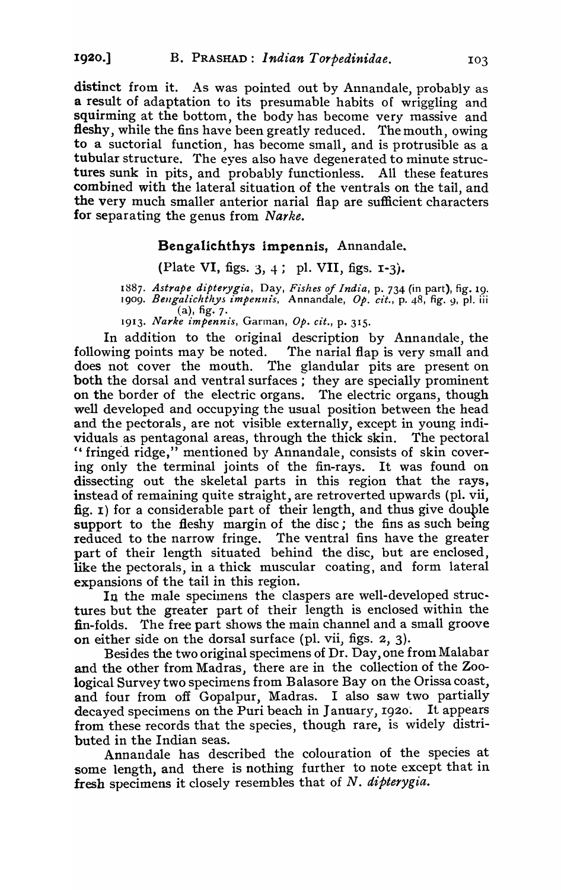distinct from it. As was pointed out by Annandale, probably as a result of adaptation to its presumable habits of wriggling and squirming at the bottom, the body has become very massive and fleshy, while the fins have been greatly reduced. The mouth, owing to a suctorial function, has become small, and is protrusible as a tubular structure. The eyes also have degenerated to minute structures sunk in pits, and probably functionless. All these features combined with the lateral situation of the ventrals on the tail, and the very much smaller anterior narial flap are sufficient characters for separating the genus from *Narke*.

## Bengalichthys impennis, Annandale.

(Plate VI, figs. 3, 4; pl. VII, figs. 1-3).

1887. *Astrape dipterygia*, Day, *Fishes of India*, p. 734 (in part), fig. 19.
1909. *Bengalichthys impennis*, Annandale, *Op. cit.*, p. 48, fig. 9, pl. iii (a), fig. 7.
1913. *Narke impennis*, Garman, *Op. cit.*, p. 315.

In addition to the original description by Annandale, the following points may be noted. The narial flap is very small and does not cover the mouth. The glandular pits are present on both the dorsal and ventral surfaces; they are specially prominent on the border of the electric organs. The electric organs, though well developed and occupying the usual position between the head and the pectorals, are not visible externally, except in young individuals as pentagonal areas, through the thick skin. The pectoral "fringed ridge," mentioned by Annandale, consists of skin covering only the terminal joints of the fin-rays. It was found on dissecting out the skeletal parts in this region that the rays, instead of remaining quite straight, are retroverted upwards (pl. vii, fig. 1) for a considerable part of their length, and thus give double support to the fleshy margin of the disc; the fins as such being reduced to the narrow fringe. The ventral fins have the greater part of their length situated behind the disc, but are enclosed, like the pectorals, in a thick muscular coating, and form lateral expansions of the tail in this region.

In the male specimens the claspers are well-developed structures but the greater part of their length is enclosed within the fin-folds. The free part shows the main channel and a small groove on either side on the dorsal surface (pl. vii, figs. 2, 3).

Besides the two original specimens of Dr. Day, one from Malabar and the other from Madras, there are in the collection of the Zoological Survey two specimens from Balasore Bay on the Orissa coast, and four from off Gopalpur, Madras. I also saw two partially decayed specimens on the Puri beach in January, 1920. It appears from these records that the species, though rare, is widely distributed in the Indian seas.

Annandale has described the colouration of the species at some length, and there is nothing further to note except that in fresh specimens it closely resembles that of *N. dipterygia*.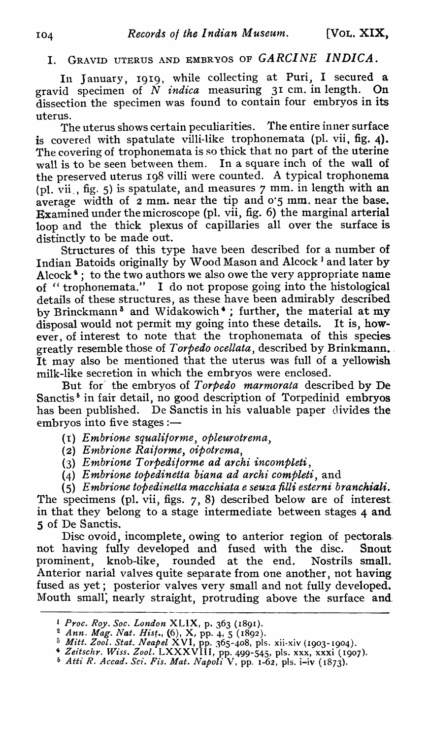## I. Gravid uterus and embryos of *Garcine indica*.

In January, 1919, while collecting at Puri, I secured a gravid specimen of *N indica* measuring 31 cm. in length. On dissection the specimen was found to contain four embryos in its uterus.

The uterus shows certain peculiarities. The entire inner surface is covered with spatulate villi-like trophonemata (pl. vii, fig. 4). The covering of trophonemata is so thick that no part of the uterine wall is to be seen between them. In a square inch of the wall of the preserved uterus 198 villi were counted. A typical trophonema (pl. vii., fig. 5) is spatulate, and measures 7 mm. in length with an average width of 2 mm. near the tip and 0·5 mm. near the base. Examined under the microscope (pl. vii, fig. 6) the marginal arterial loop and the thick plexus of capillaries all over the surface is distinctly to be made out.

Structures of this type have been described for a number of Indian Batoids originally by Wood Mason and Alcock [1] and later by Alcock [2]; to the two authors we also owe the very appropriate name of "trophonemata." I do not propose going into the histological details of these structures, as these have been admirably described by Brinckmann [3] and Widakowich [4]; further, the material at my disposal would not permit my going into these details. It is, however, of interest to note that the trophonemata of this species greatly resemble those of *Torpedo ocellata*, described by Brinkmann. It may also be mentioned that the uterus was full of a yellowish milk-like secretion in which the embryos were enclosed.

But for the embryos of *Torpedo marmorata* described by De Sanctis [5] in fair detail, no good description of Torpedinid embryos has been published. De Sanctis in his valuable paper divides the embryos into five stages :—

(1) *Embrione squaliforme, opleurotrema,*
(2) *Embrione Raiforme, oipotrema,*
(3) *Embrione Torpediforme ad archi incompleti,*
(4) *Embrione topedinetta biana ad archi completi*, and
(5) *Embrione topedinetta macchiata e seuza filli esterni branchiali.*

The specimens (pl. vii, figs. 7, 8) described below are of interest in that they belong to a stage intermediate between stages 4 and 5 of De Sanctis.

Disc ovoid, incomplete, owing to anterior region of pectorals not having fully developed and fused with the disc. Snout prominent, knob-like, rounded at the end. Nostrils small. Anterior narial valves quite separate from one another, not having fused as yet; posterior valves very small and not fully developed. Mouth small, nearly straight, protruding above the surface and

---

[1] *Proc. Roy. Soc. London* XLIX, p. 363 (1891).
[2] *Ann. Mag. Nat. Hist.*, (6), X, pp. 4, 5 (1892).
[3] *Mitt. Zool. Stat. Neapel* XVI, pp. 365-408, pls. xii-xiv (1903-1904).
[4] *Zeitschr. Wiss. Zool.* LXXXVIII, pp. 499-545, pls. xxx, xxxi (1907).
[5] *Atti R. Accad. Sci. Fis. Mat. Napoli* V, pp. 1-62, pls. i-iv (1873).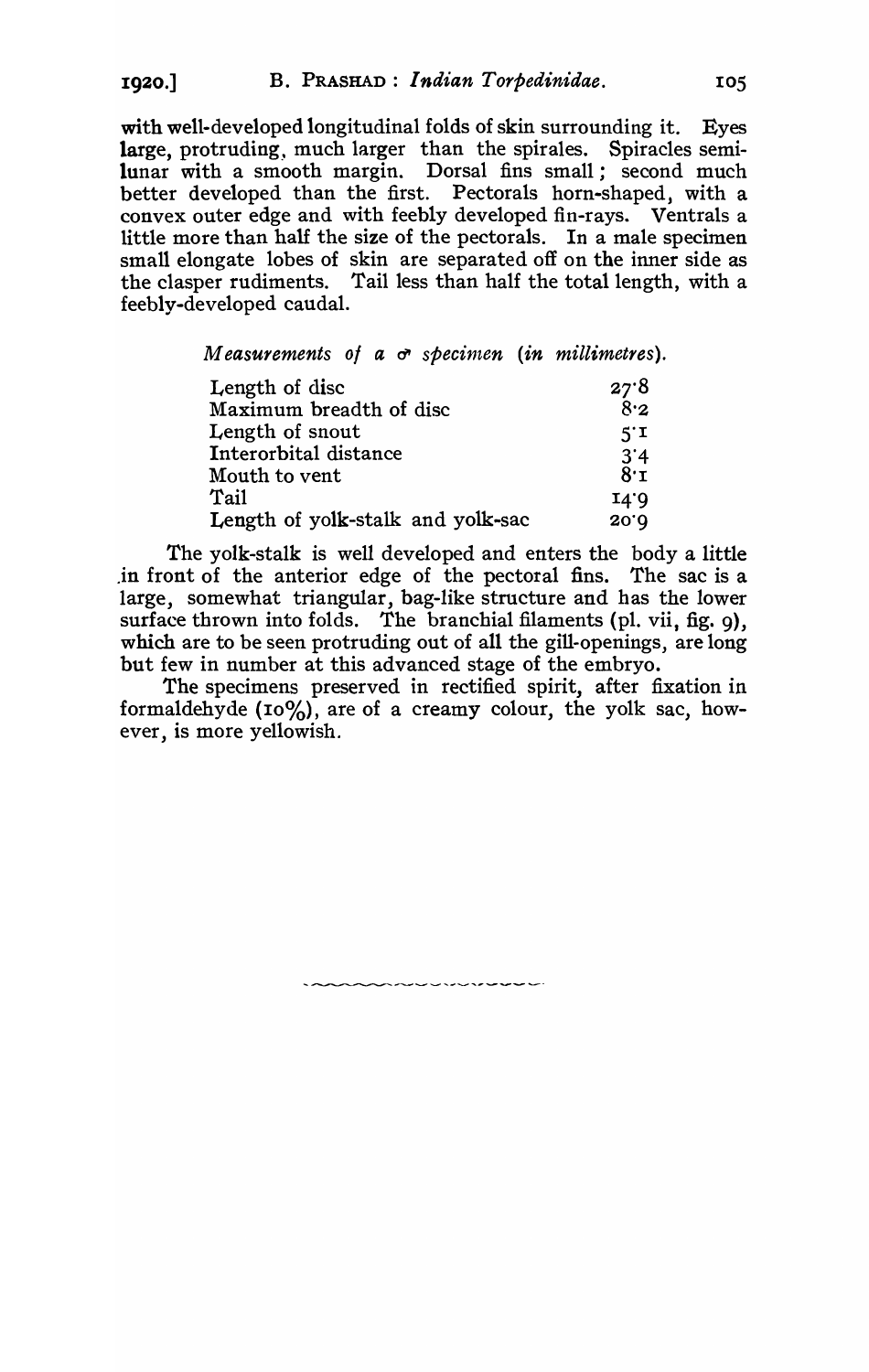with well-developed longitudinal folds of skin surrounding it. Eyes large, protruding, much larger than the spiracles. Spiracles semilunar with a smooth margin. Dorsal fins small; second much better developed than the first. Pectorals horn-shaped, with a convex outer edge and with feebly developed fin-rays. Ventrals a little more than half the size of the pectorals. In a male specimen small elongate lobes of skin are separated off on the inner side as the clasper rudiments. Tail less than half the total length, with a feebly-developed caudal.

*Measurements of a ♂ specimen (in millimetres).*

| | |
|---|---|
| Length of disc | 27·8 |
| Maximum breadth of disc | 8·2 |
| Length of snout | 5·1 |
| Interorbital distance | 3·4 |
| Mouth to vent | 8·1 |
| Tail | 14·9 |
| Length of yolk-stalk and yolk-sac | 20·9 |

The yolk-stalk is well developed and enters the body a little in front of the anterior edge of the pectoral fins. The sac is a large, somewhat triangular, bag-like structure and has the lower surface thrown into folds. The branchial filaments (pl. vii, fig. 9), which are to be seen protruding out of all the gill-openings, are long but few in number at this advanced stage of the embryo.

The specimens preserved in rectified spirit, after fixation in formaldehyde (10%), are of a creamy colour, the yolk sac, however, is more yellowish.